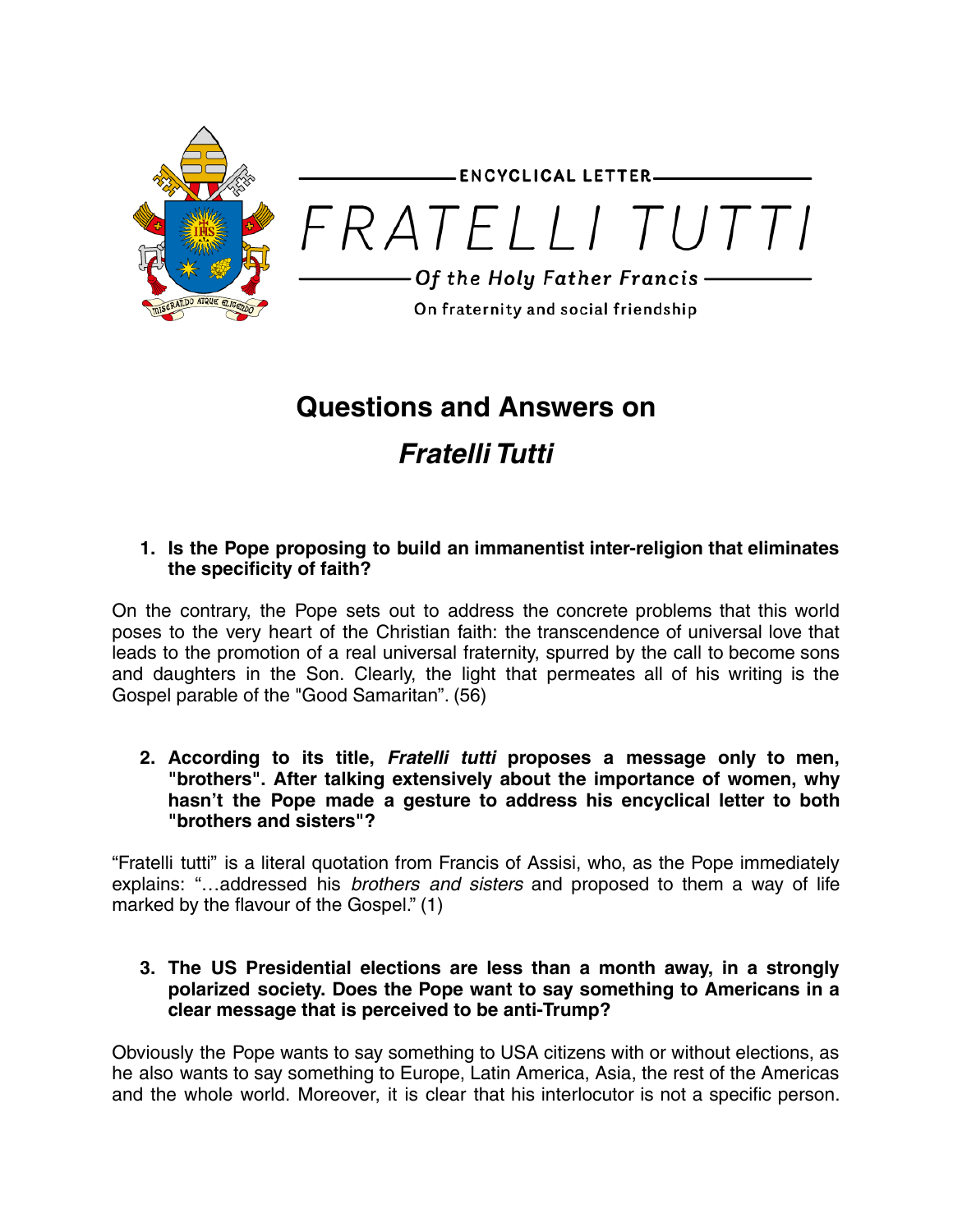ENCYCLICAL LETTER

# FRATELLI TUTTI

*Of the Holy Father Francis*

On fraternity and social friendship

# Questions and Answers on *Fratelli Tutti*

1. **Is the Pope proposing to build an immanentist inter-religion that eliminates the specificity of faith?**

On the contrary, the Pope sets out to address the concrete problems that this world poses to the very heart of the Christian faith: the transcendence of universal love that leads to the promotion of a real universal fraternity, spurred by the call to become sons and daughters in the Son. Clearly, the light that permeates all of his writing is the Gospel parable of the "Good Samaritan". (56)

2. **According to its title, *Fratelli tutti* proposes a message only to men, "brothers". After talking extensively about the importance of women, why hasn't the Pope made a gesture to address his encyclical letter to both "brothers and sisters"?**

"Fratelli tutti" is a literal quotation from Francis of Assisi, who, as the Pope immediately explains: "…addressed his *brothers and sisters* and proposed to them a way of life marked by the flavour of the Gospel." (1)

3. **The US Presidential elections are less than a month away, in a strongly polarized society. Does the Pope want to say something to Americans in a clear message that is perceived to be anti-Trump?**

Obviously the Pope wants to say something to USA citizens with or without elections, as he also wants to say something to Europe, Latin America, Asia, the rest of the Americas and the whole world. Moreover, it is clear that his interlocutor is not a specific person.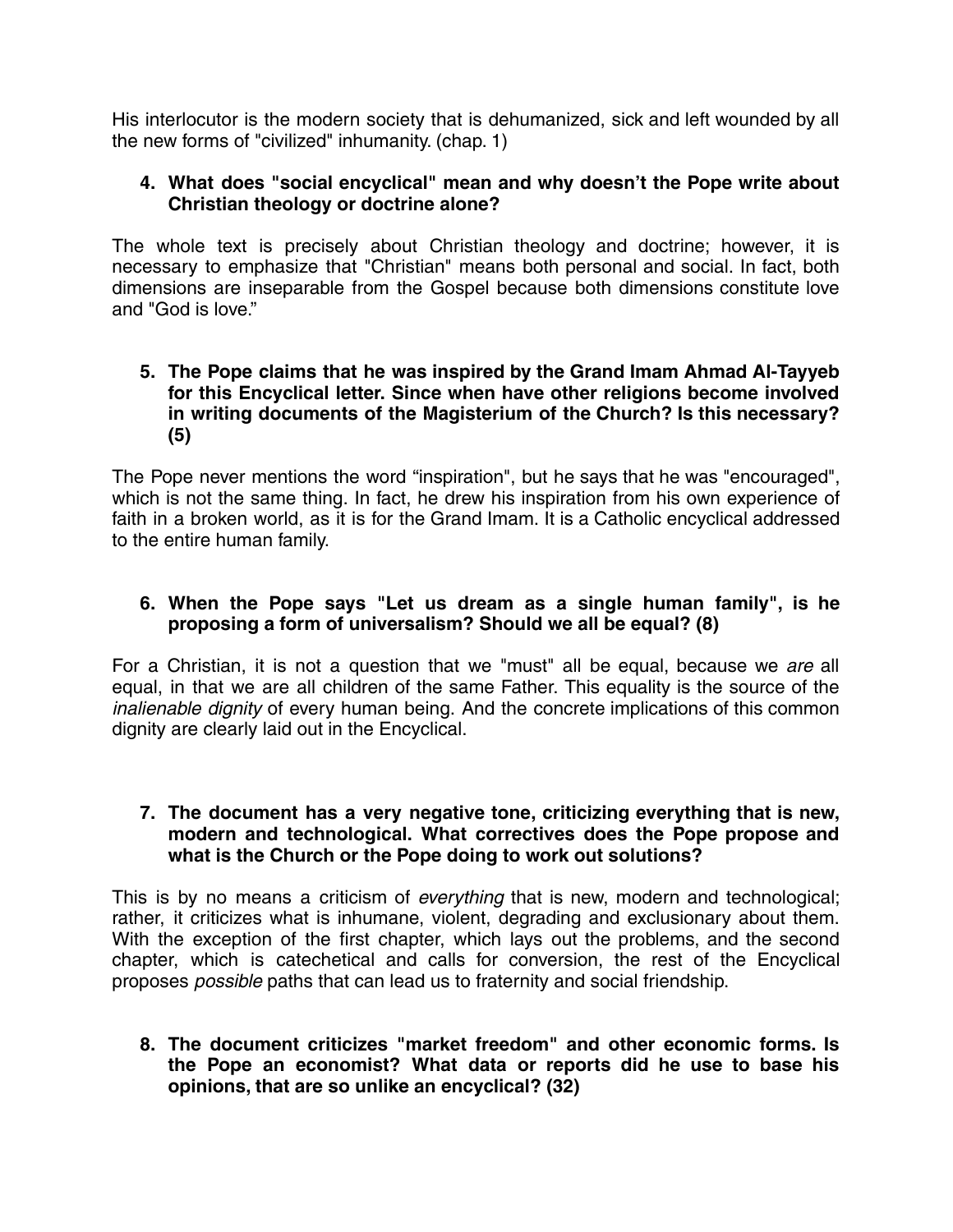His interlocutor is the modern society that is dehumanized, sick and left wounded by all the new forms of "civilized" inhumanity. (chap. 1)

4. **What does "social encyclical" mean and why doesn't the Pope write about Christian theology or doctrine alone?**

The whole text is precisely about Christian theology and doctrine; however, it is necessary to emphasize that "Christian" means both personal and social. In fact, both dimensions are inseparable from the Gospel because both dimensions constitute love and "God is love."

5. **The Pope claims that he was inspired by the Grand Imam Ahmad Al-Tayyeb for this Encyclical letter. Since when have other religions become involved in writing documents of the Magisterium of the Church? Is this necessary? (5)**

The Pope never mentions the word "inspiration", but he says that he was "encouraged", which is not the same thing. In fact, he drew his inspiration from his own experience of faith in a broken world, as it is for the Grand Imam. It is a Catholic encyclical addressed to the entire human family.

6. **When the Pope says "Let us dream as a single human family", is he proposing a form of universalism? Should we all be equal? (8)**

For a Christian, it is not a question that we "must" all be equal, because we *are* all equal, in that we are all children of the same Father. This equality is the source of the *inalienable dignity* of every human being. And the concrete implications of this common dignity are clearly laid out in the Encyclical.

7. **The document has a very negative tone, criticizing everything that is new, modern and technological. What correctives does the Pope propose and what is the Church or the Pope doing to work out solutions?**

This is by no means a criticism of *everything* that is new, modern and technological; rather, it criticizes what is inhumane, violent, degrading and exclusionary about them. With the exception of the first chapter, which lays out the problems, and the second chapter, which is catechetical and calls for conversion, the rest of the Encyclical proposes *possible* paths that can lead us to fraternity and social friendship.

8. **The document criticizes "market freedom" and other economic forms. Is the Pope an economist? What data or reports did he use to base his opinions, that are so unlike an encyclical? (32)**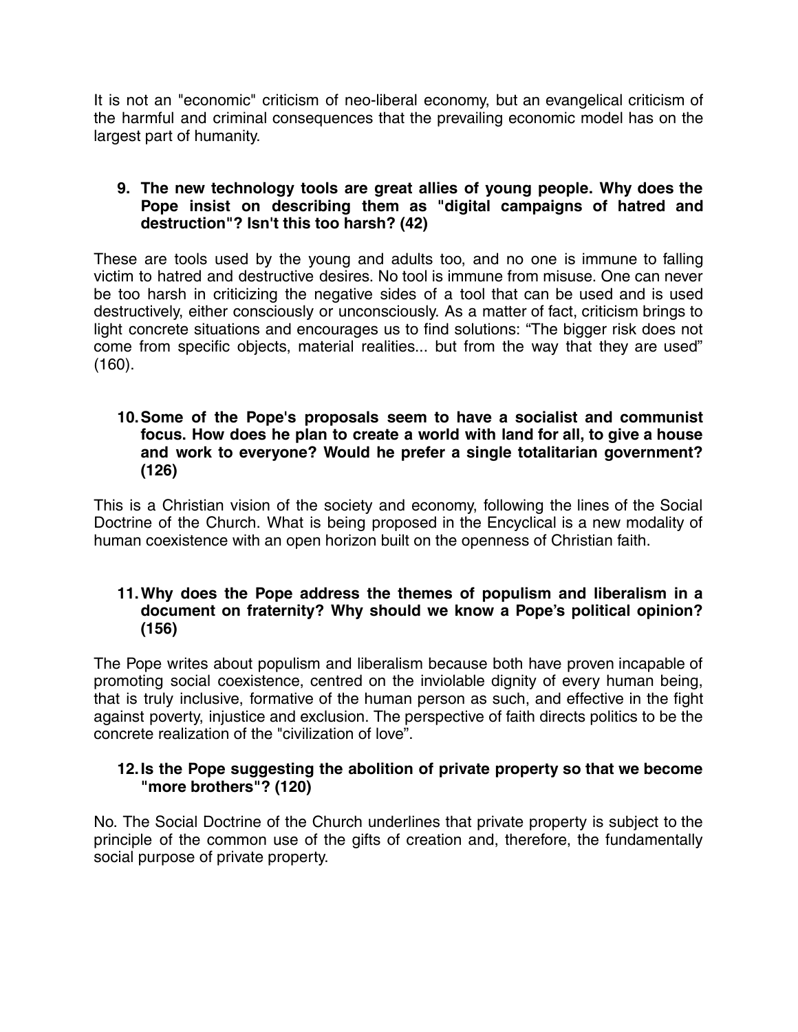It is not an "economic" criticism of neo-liberal economy, but an evangelical criticism of the harmful and criminal consequences that the prevailing economic model has on the largest part of humanity.

9. **The new technology tools are great allies of young people. Why does the Pope insist on describing them as "digital campaigns of hatred and destruction"? Isn't this too harsh? (42)**

These are tools used by the young and adults too, and no one is immune to falling victim to hatred and destructive desires. No tool is immune from misuse. One can never be too harsh in criticizing the negative sides of a tool that can be used and is used destructively, either consciously or unconsciously. As a matter of fact, criticism brings to light concrete situations and encourages us to find solutions: "The bigger risk does not come from specific objects, material realities... but from the way that they are used" (160).

10. **Some of the Pope's proposals seem to have a socialist and communist focus. How does he plan to create a world with land for all, to give a house and work to everyone? Would he prefer a single totalitarian government? (126)**

This is a Christian vision of the society and economy, following the lines of the Social Doctrine of the Church. What is being proposed in the Encyclical is a new modality of human coexistence with an open horizon built on the openness of Christian faith.

11. **Why does the Pope address the themes of populism and liberalism in a document on fraternity? Why should we know a Pope's political opinion? (156)**

The Pope writes about populism and liberalism because both have proven incapable of promoting social coexistence, centred on the inviolable dignity of every human being, that is truly inclusive, formative of the human person as such, and effective in the fight against poverty, injustice and exclusion. The perspective of faith directs politics to be the concrete realization of the "civilization of love".

12. **Is the Pope suggesting the abolition of private property so that we become "more brothers"? (120)**

No. The Social Doctrine of the Church underlines that private property is subject to the principle of the common use of the gifts of creation and, therefore, the fundamentally social purpose of private property.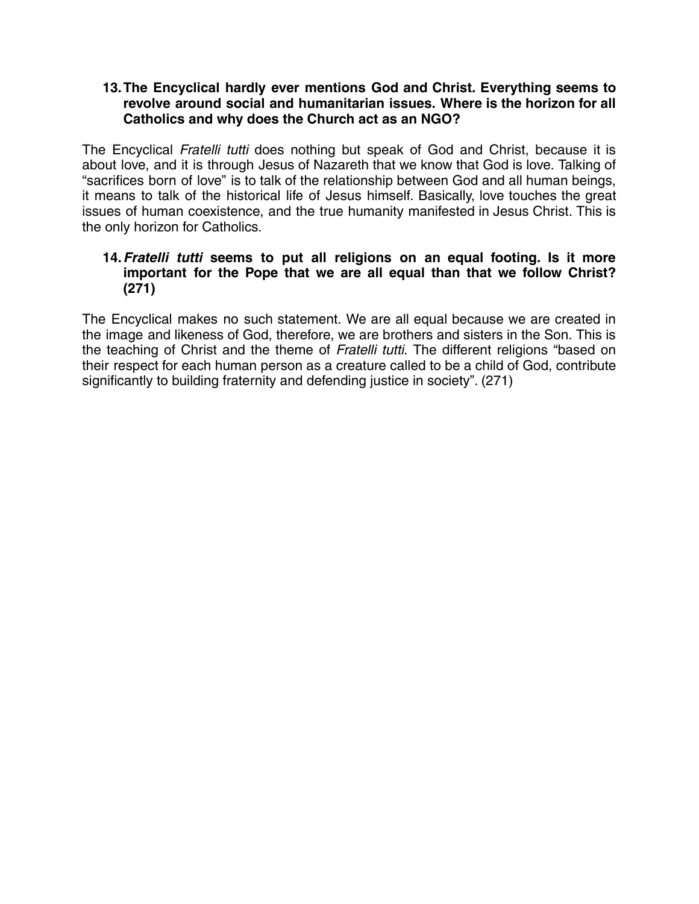13. **The Encyclical hardly ever mentions God and Christ. Everything seems to revolve around social and humanitarian issues. Where is the horizon for all Catholics and why does the Church act as an NGO?**

The Encyclical *Fratelli tutti* does nothing but speak of God and Christ, because it is about love, and it is through Jesus of Nazareth that we know that God is love. Talking of "sacrifices born of love" is to talk of the relationship between God and all human beings, it means to talk of the historical life of Jesus himself. Basically, love touches the great issues of human coexistence, and the true humanity manifested in Jesus Christ. This is the only horizon for Catholics.

14. ***Fratelli tutti*** **seems to put all religions on an equal footing. Is it more important for the Pope that we are all equal than that we follow Christ? (271)**

The Encyclical makes no such statement. We are all equal because we are created in the image and likeness of God, therefore, we are brothers and sisters in the Son. This is the teaching of Christ and the theme of *Fratelli tutti*. The different religions "based on their respect for each human person as a creature called to be a child of God, contribute significantly to building fraternity and defending justice in society". (271)